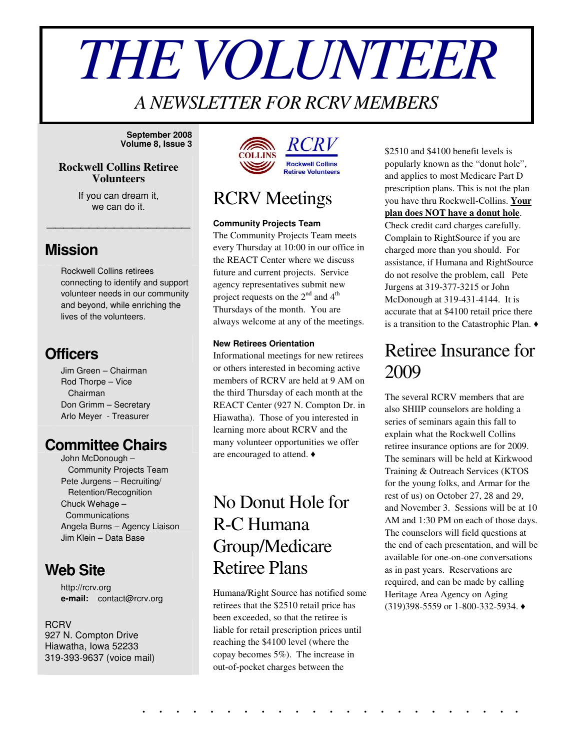# THE VOLUNTEER

*A NEWSLETTER FOR RCRV MEMBERS*

**September 2008**
**Volume 8, Issue 3**

**Rockwell Collins Retiree Volunteers**

If you can dream it,
we can do it.

## Mission

Rockwell Collins retirees connecting to identify and support volunteer needs in our community and beyond, while enriching the lives of the volunteers.

## Officers

Jim Green – Chairman
Rod Thorpe – Vice Chairman
Don Grimm – Secretary
Arlo Meyer - Treasurer

## Committee Chairs

John McDonough – Community Projects Team
Pete Jurgens – Recruiting/ Retention/Recognition
Chuck Wehage – Communications
Angela Burns – Agency Liaison
Jim Klein – Data Base

## Web Site

http://rcrv.org
**e-mail:** contact@rcrv.org

RCRV
927 N. Compton Drive
Hiawatha, Iowa 52233
319-393-9637 (voice mail)

COLLINS RCRV Rockwell Collins Retiree Volunteers

# RCRV Meetings

**Community Projects Team**

The Community Projects Team meets every Thursday at 10:00 in our office in the REACT Center where we discuss future and current projects. Service agency representatives submit new project requests on the 2nd and 4th Thursdays of the month. You are always welcome at any of the meetings.

**New Retirees Orientation**

Informational meetings for new retirees or others interested in becoming active members of RCRV are held at 9 AM on the third Thursday of each month at the REACT Center (927 N. Compton Dr. in Hiawatha). Those of you interested in learning more about RCRV and the many volunteer opportunities we offer are encouraged to attend. ♦

# No Donut Hole for R-C Humana Group/Medicare Retiree Plans

Humana/Right Source has notified some retirees that the $2510 retail price has been exceeded, so that the retiree is liable for retail prescription prices until reaching the $4100 level (where the copay becomes 5%). The increase in out-of-pocket charges between the $2510 and $4100 benefit levels is popularly known as the "donut hole", and applies to most Medicare Part D prescription plans. This is not the plan you have thru Rockwell-Collins. **Your plan does NOT have a donut hole**. Check credit card charges carefully. Complain to RightSource if you are charged more than you should. For assistance, if Humana and RightSource do not resolve the problem, call Pete Jurgens at 319-377-3215 or John McDonough at 319-431-4144. It is accurate that at $4100 retail price there is a transition to the Catastrophic Plan. ♦

# Retiree Insurance for 2009

The several RCRV members that are also SHIIP counselors are holding a series of seminars again this fall to explain what the Rockwell Collins retiree insurance options are for 2009. The seminars will be held at Kirkwood Training & Outreach Services (KTOS for the young folks, and Armar for the rest of us) on October 27, 28 and 29, and November 3. Sessions will be at 10 AM and 1:30 PM on each of those days. The counselors will field questions at the end of each presentation, and will be available for one-on-one conversations as in past years. Reservations are required, and can be made by calling Heritage Area Agency on Aging (319)398-5559 or 1-800-332-5934. ♦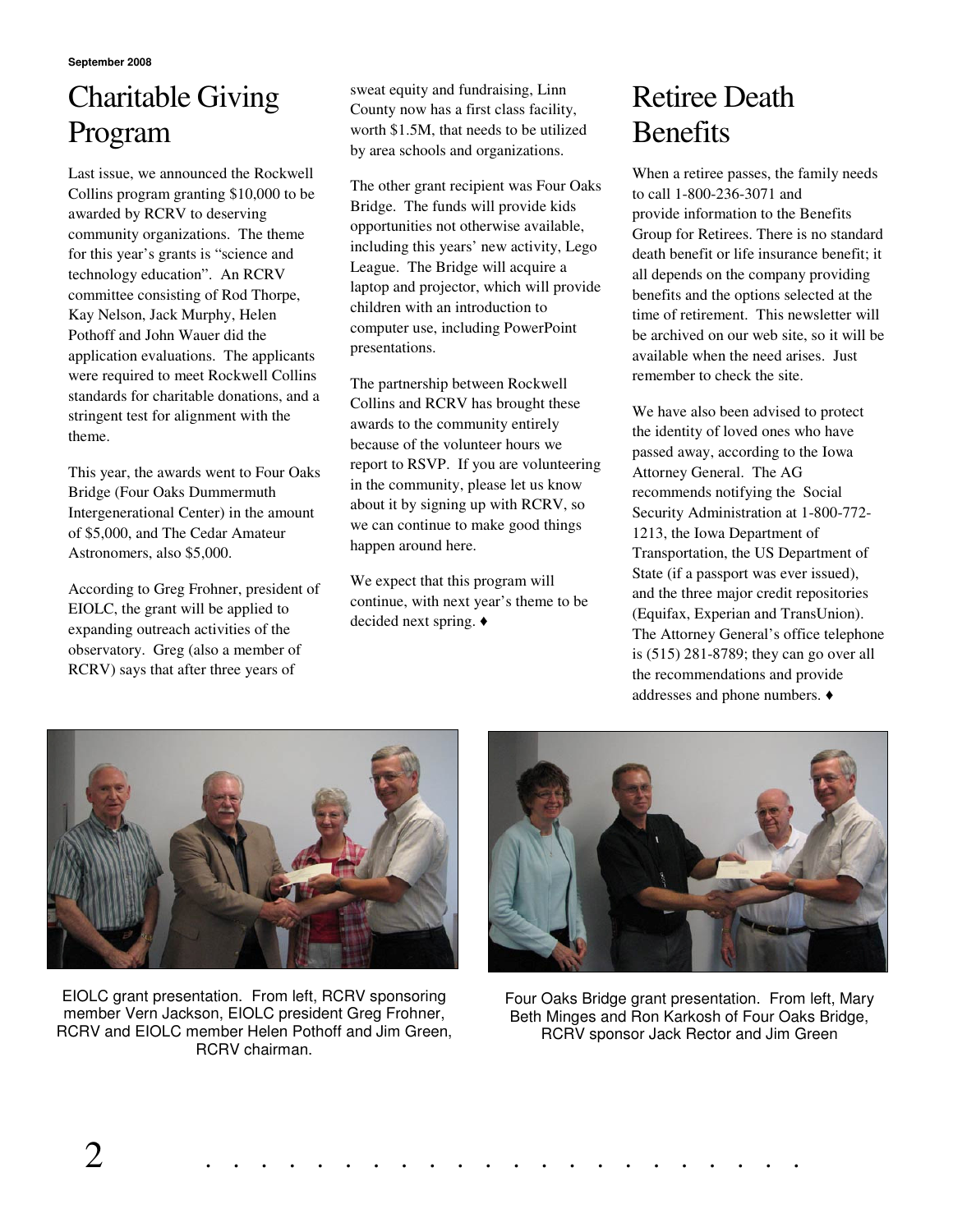# Charitable Giving Program

Last issue, we announced the Rockwell Collins program granting $10,000 to be awarded by RCRV to deserving community organizations. The theme for this year's grants is "science and technology education". An RCRV committee consisting of Rod Thorpe, Kay Nelson, Jack Murphy, Helen Pothoff and John Wauer did the application evaluations. The applicants were required to meet Rockwell Collins standards for charitable donations, and a stringent test for alignment with the theme.

This year, the awards went to Four Oaks Bridge (Four Oaks Dummermuth Intergenerational Center) in the amount of $5,000, and The Cedar Amateur Astronomers, also $5,000.

According to Greg Frohner, president of EIOLC, the grant will be applied to expanding outreach activities of the observatory. Greg (also a member of RCRV) says that after three years of sweat equity and fundraising, Linn County now has a first class facility, worth $1.5M, that needs to be utilized by area schools and organizations.

The other grant recipient was Four Oaks Bridge. The funds will provide kids opportunities not otherwise available, including this years' new activity, Lego League. The Bridge will acquire a laptop and projector, which will provide children with an introduction to computer use, including PowerPoint presentations.

The partnership between Rockwell Collins and RCRV has brought these awards to the community entirely because of the volunteer hours we report to RSVP. If you are volunteering in the community, please let us know about it by signing up with RCRV, so we can continue to make good things happen around here.

We expect that this program will continue, with next year's theme to be decided next spring. ♦

# Retiree Death Benefits

When a retiree passes, the family needs to call 1-800-236-3071 and provide information to the Benefits Group for Retirees. There is no standard death benefit or life insurance benefit; it all depends on the company providing benefits and the options selected at the time of retirement. This newsletter will be archived on our web site, so it will be available when the need arises. Just remember to check the site.

We have also been advised to protect the identity of loved ones who have passed away, according to the Iowa Attorney General. The AG recommends notifying the Social Security Administration at 1-800-772-1213, the Iowa Department of Transportation, the US Department of State (if a passport was ever issued), and the three major credit repositories (Equifax, Experian and TransUnion). The Attorney General's office telephone is (515) 281-8789; they can go over all the recommendations and provide addresses and phone numbers. ♦

EIOLC grant presentation. From left, RCRV sponsoring member Vern Jackson, EIOLC president Greg Frohner, RCRV and EIOLC member Helen Pothoff and Jim Green, RCRV chairman.

Four Oaks Bridge grant presentation. From left, Mary Beth Minges and Ron Karkosh of Four Oaks Bridge, RCRV sponsor Jack Rector and Jim Green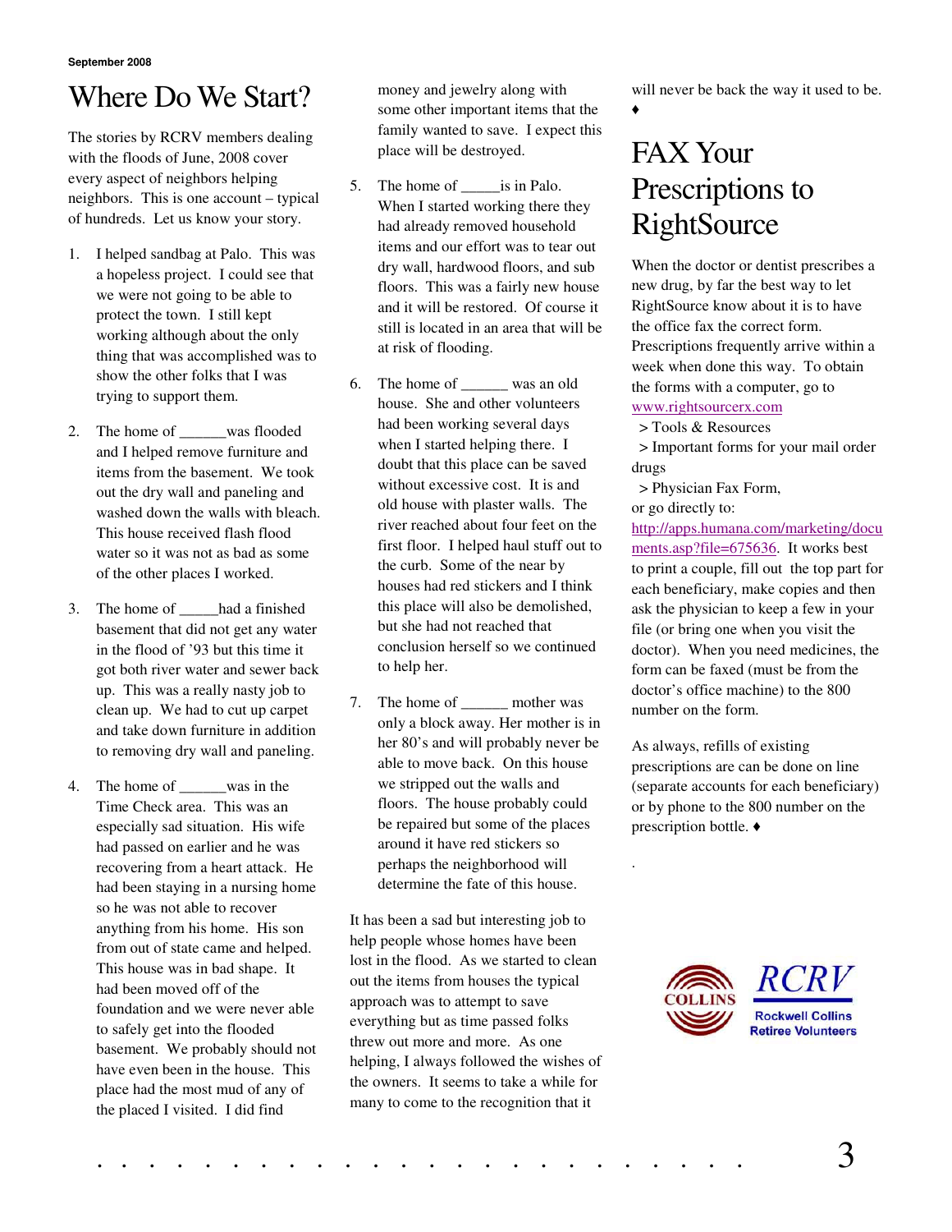# Where Do We Start?

The stories by RCRV members dealing with the floods of June, 2008 cover every aspect of neighbors helping neighbors. This is one account – typical of hundreds. Let us know your story.

1. I helped sandbag at Palo. This was a hopeless project. I could see that we were not going to be able to protect the town. I still kept working although about the only thing that was accomplished was to show the other folks that I was trying to support them.

2. The home of ______was flooded and I helped remove furniture and items from the basement. We took out the dry wall and paneling and washed down the walls with bleach. This house received flash flood water so it was not as bad as some of the other places I worked.

3. The home of _____had a finished basement that did not get any water in the flood of '93 but this time it got both river water and sewer back up. This was a really nasty job to clean up. We had to cut up carpet and take down furniture in addition to removing dry wall and paneling.

4. The home of ______was in the Time Check area. This was an especially sad situation. His wife had passed on earlier and he was recovering from a heart attack. He had been staying in a nursing home so he was not able to recover anything from his home. His son from out of state came and helped. This house was in bad shape. It had been moved off of the foundation and we were never able to safely get into the flooded basement. We probably should not have even been in the house. This place had the most mud of any of the placed I visited. I did find money and jewelry along with some other important items that the family wanted to save. I expect this place will be destroyed.

5. The home of _____is in Palo. When I started working there they had already removed household items and our effort was to tear out dry wall, hardwood floors, and sub floors. This was a fairly new house and it will be restored. Of course it still is located in an area that will be at risk of flooding.

6. The home of ______ was an old house. She and other volunteers had been working several days when I started helping there. I doubt that this place can be saved without excessive cost. It is and old house with plaster walls. The river reached about four feet on the first floor. I helped haul stuff out to the curb. Some of the near by houses had red stickers and I think this place will also be demolished, but she had not reached that conclusion herself so we continued to help her.

7. The home of ______ mother was only a block away. Her mother is in her 80's and will probably never be able to move back. On this house we stripped out the walls and floors. The house probably could be repaired but some of the places around it have red stickers so perhaps the neighborhood will determine the fate of this house.

It has been a sad but interesting job to help people whose homes have been lost in the flood. As we started to clean out the items from houses the typical approach was to attempt to save everything but as time passed folks threw out more and more. As one helping, I always followed the wishes of the owners. It seems to take a while for many to come to the recognition that it will never be back the way it used to be. ♦

# FAX Your Prescriptions to RightSource

When the doctor or dentist prescribes a new drug, by far the best way to let RightSource know about it is to have the office fax the correct form. Prescriptions frequently arrive within a week when done this way. To obtain the forms with a computer, go to www.rightsourcerx.com

> Tools & Resources
> Important forms for your mail order drugs
> Physician Fax Form,

or go directly to: http://apps.humana.com/marketing/documents.asp?file=675636. It works best to print a couple, fill out the top part for each beneficiary, make copies and then ask the physician to keep a few in your file (or bring one when you visit the doctor). When you need medicines, the form can be faxed (must be from the doctor's office machine) to the 800 number on the form.

As always, refills of existing prescriptions are can be done on line (separate accounts for each beneficiary) or by phone to the 800 number on the prescription bottle. ♦

COLLINS RCRV Rockwell Collins Retiree Volunteers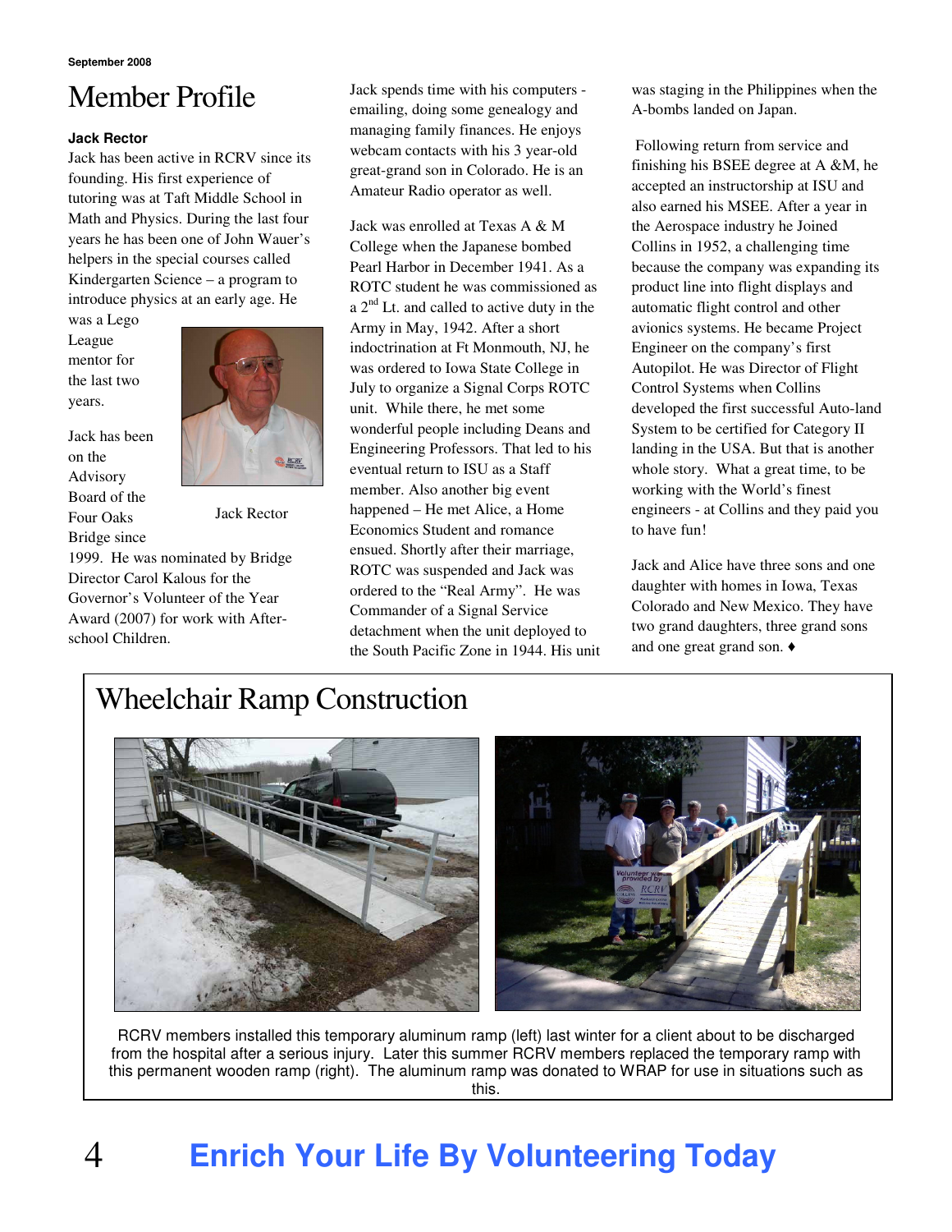# Member Profile

**Jack Rector**

Jack has been active in RCRV since its founding. His first experience of tutoring was at Taft Middle School in Math and Physics. During the last four years he has been one of John Wauer's helpers in the special courses called Kindergarten Science – a program to introduce physics at an early age. He was a Lego League mentor for the last two years.

Jack Rector

Jack has been on the Advisory Board of the Four Oaks Bridge since 1999. He was nominated by Bridge Director Carol Kalous for the Governor's Volunteer of the Year Award (2007) for work with After-school Children.

Jack spends time with his computers - emailing, doing some genealogy and managing family finances. He enjoys webcam contacts with his 3 year-old great-grand son in Colorado. He is an Amateur Radio operator as well.

Jack was enrolled at Texas A & M College when the Japanese bombed Pearl Harbor in December 1941. As a ROTC student he was commissioned as a 2nd Lt. and called to active duty in the Army in May, 1942. After a short indoctrination at Ft Monmouth, NJ, he was ordered to Iowa State College in July to organize a Signal Corps ROTC unit. While there, he met some wonderful people including Deans and Engineering Professors. That led to his eventual return to ISU as a Staff member. Also another big event happened – He met Alice, a Home Economics Student and romance ensued. Shortly after their marriage, ROTC was suspended and Jack was ordered to the "Real Army". He was Commander of a Signal Service detachment when the unit deployed to the South Pacific Zone in 1944. His unit was staging in the Philippines when the A-bombs landed on Japan.

Following return from service and finishing his BSEE degree at A &M, he accepted an instructorship at ISU and also earned his MSEE. After a year in the Aerospace industry he Joined Collins in 1952, a challenging time because the company was expanding its product line into flight displays and automatic flight control and other avionics systems. He became Project Engineer on the company's first Autopilot. He was Director of Flight Control Systems when Collins developed the first successful Auto-land System to be certified for Category II landing in the USA. But that is another whole story. What a great time, to be working with the World's finest engineers - at Collins and they paid you to have fun!

Jack and Alice have three sons and one daughter with homes in Iowa, Texas Colorado and New Mexico. They have two grand daughters, three grand sons and one great grand son. ♦

# Wheelchair Ramp Construction

RCRV members installed this temporary aluminum ramp (left) last winter for a client about to be discharged from the hospital after a serious injury. Later this summer RCRV members replaced the temporary ramp with this permanent wooden ramp (right). The aluminum ramp was donated to WRAP for use in situations such as this.

**Enrich Your Life By Volunteering Today**